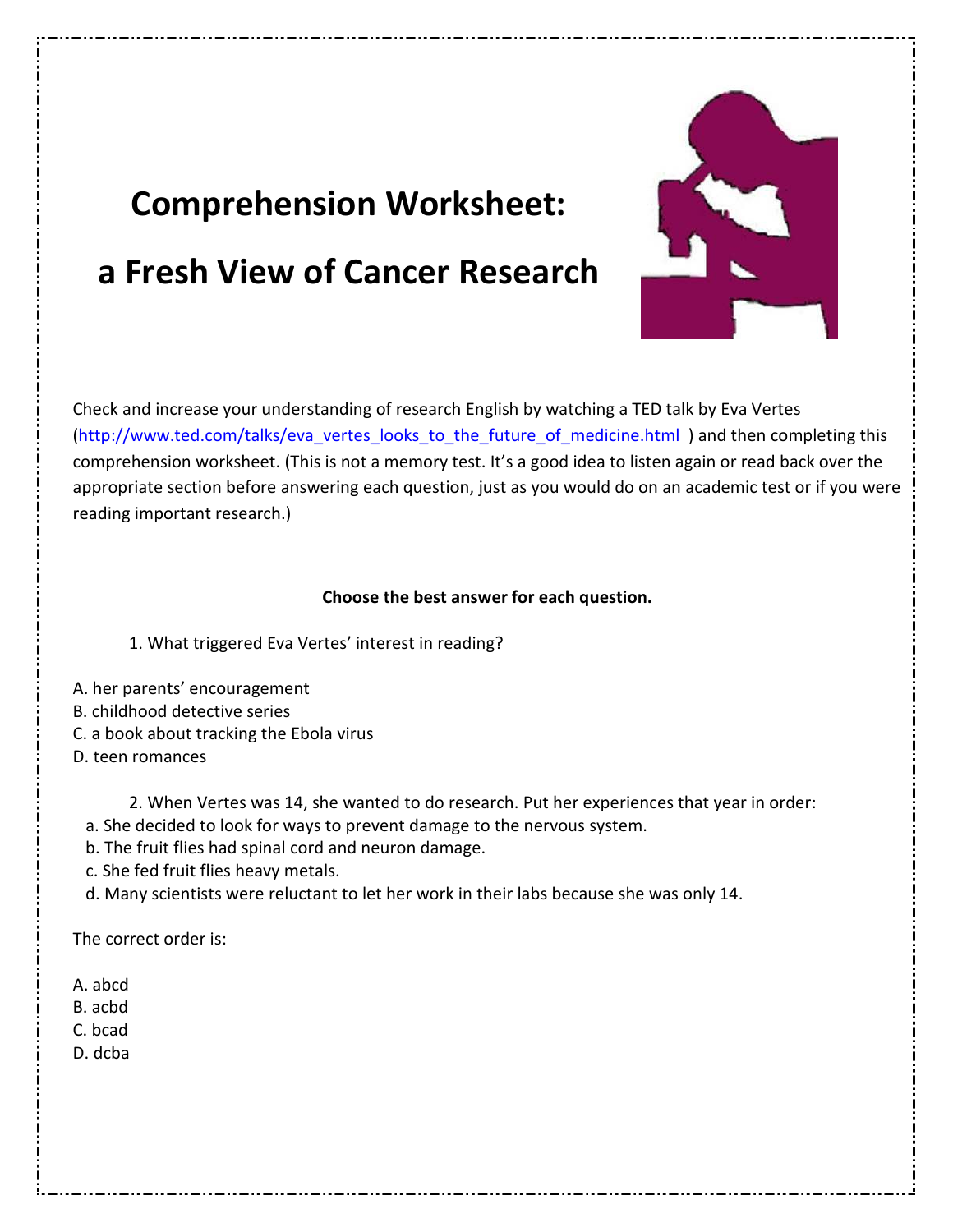# Comprehension Worksheet:

# a Fresh View of Cancer Research

Check and increase your understanding of research English by watching a TED talk by Eva Vertes (http://www.ted.com/talks/eva_vertes_looks_to_the_future_of_medicine.html ) and then completing this comprehension worksheet. (This is not a memory test. It's a good idea to listen again or read back over the appropriate section before answering each question, just as you would do on an academic test or if you were reading important research.)

**Choose the best answer for each question.**

1. What triggered Eva Vertes' interest in reading?

A. her parents' encouragement
B. childhood detective series
C. a book about tracking the Ebola virus
D. teen romances

2. When Vertes was 14, she wanted to do research. Put her experiences that year in order:

a. She decided to look for ways to prevent damage to the nervous system.
b. The fruit flies had spinal cord and neuron damage.
c. She fed fruit flies heavy metals.
d. Many scientists were reluctant to let her work in their labs because she was only 14.

The correct order is:

A. abcd
B. acbd
C. bcad
D. dcba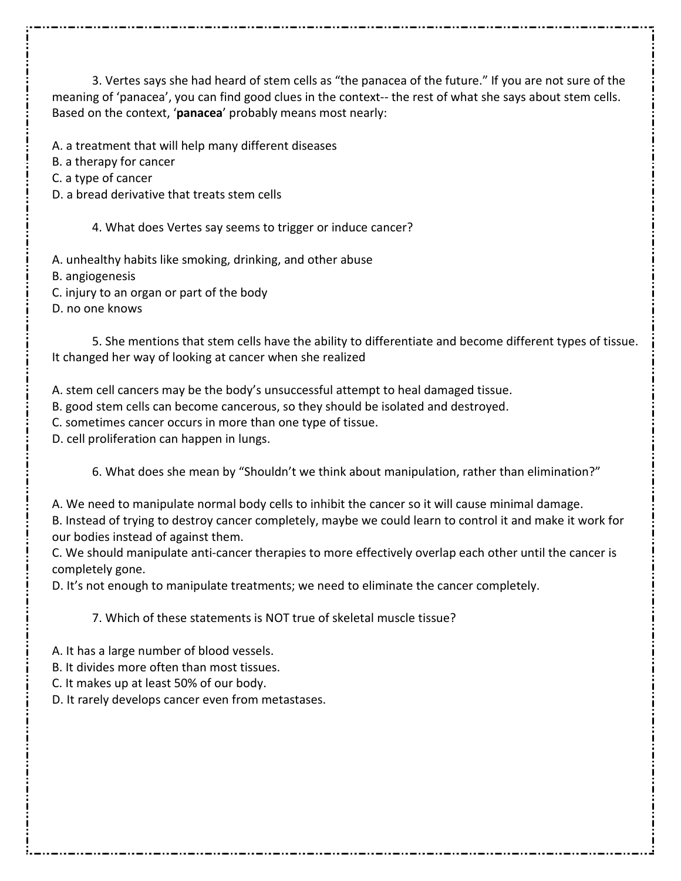3. Vertes says she had heard of stem cells as "the panacea of the future." If you are not sure of the meaning of 'panacea', you can find good clues in the context-- the rest of what she says about stem cells. Based on the context, '**panacea**' probably means most nearly:

A. a treatment that will help many different diseases
B. a therapy for cancer
C. a type of cancer
D. a bread derivative that treats stem cells

4. What does Vertes say seems to trigger or induce cancer?

A. unhealthy habits like smoking, drinking, and other abuse
B. angiogenesis
C. injury to an organ or part of the body
D. no one knows

5. She mentions that stem cells have the ability to differentiate and become different types of tissue. It changed her way of looking at cancer when she realized

A. stem cell cancers may be the body's unsuccessful attempt to heal damaged tissue.
B. good stem cells can become cancerous, so they should be isolated and destroyed.
C. sometimes cancer occurs in more than one type of tissue.
D. cell proliferation can happen in lungs.

6. What does she mean by "Shouldn't we think about manipulation, rather than elimination?"

A. We need to manipulate normal body cells to inhibit the cancer so it will cause minimal damage.
B. Instead of trying to destroy cancer completely, maybe we could learn to control it and make it work for our bodies instead of against them.
C. We should manipulate anti-cancer therapies to more effectively overlap each other until the cancer is completely gone.
D. It's not enough to manipulate treatments; we need to eliminate the cancer completely.

7. Which of these statements is NOT true of skeletal muscle tissue?

A. It has a large number of blood vessels.
B. It divides more often than most tissues.
C. It makes up at least 50% of our body.
D. It rarely develops cancer even from metastases.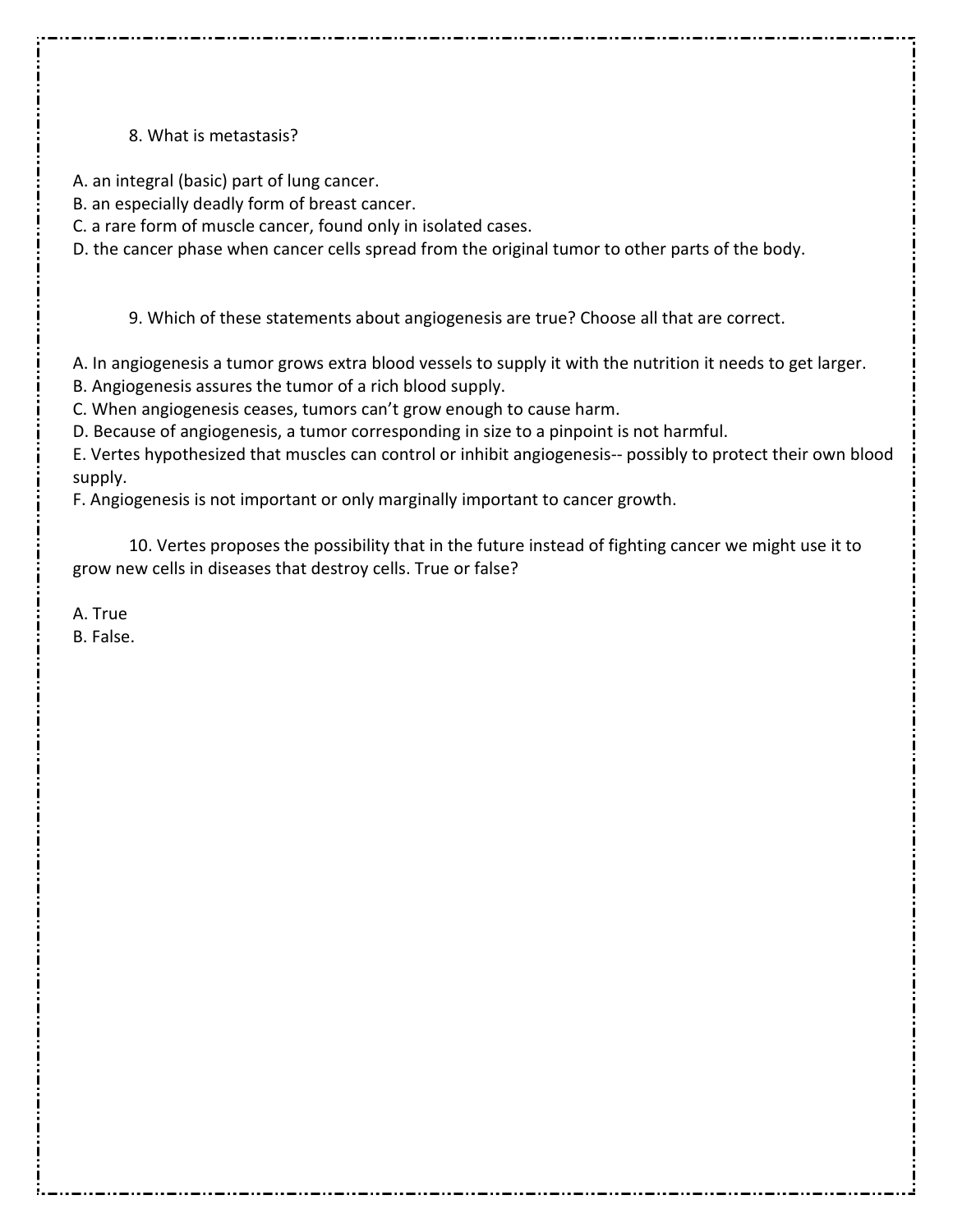8. What is metastasis?

A. an integral (basic) part of lung cancer.
B. an especially deadly form of breast cancer.
C. a rare form of muscle cancer, found only in isolated cases.
D. the cancer phase when cancer cells spread from the original tumor to other parts of the body.

9. Which of these statements about angiogenesis are true? Choose all that are correct.

A. In angiogenesis a tumor grows extra blood vessels to supply it with the nutrition it needs to get larger.
B. Angiogenesis assures the tumor of a rich blood supply.
C. When angiogenesis ceases, tumors can't grow enough to cause harm.
D. Because of angiogenesis, a tumor corresponding in size to a pinpoint is not harmful.
E. Vertes hypothesized that muscles can control or inhibit angiogenesis-- possibly to protect their own blood supply.
F. Angiogenesis is not important or only marginally important to cancer growth.

10. Vertes proposes the possibility that in the future instead of fighting cancer we might use it to grow new cells in diseases that destroy cells. True or false?

A. True
B. False.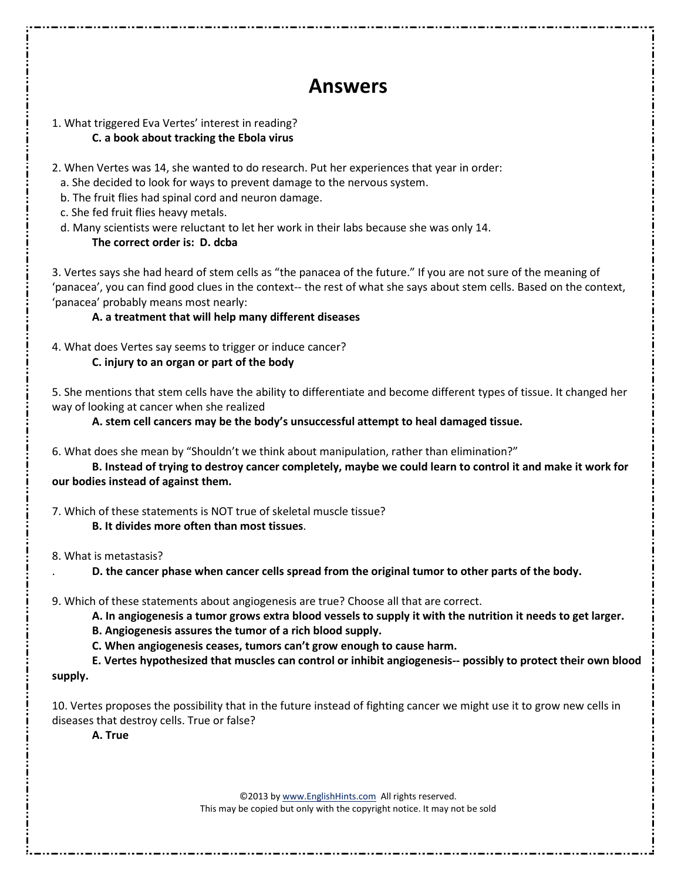# Answers

1. What triggered Eva Vertes' interest in reading?

   **C. a book about tracking the Ebola virus**

2. When Vertes was 14, she wanted to do research. Put her experiences that year in order:

   a. She decided to look for ways to prevent damage to the nervous system.
   b. The fruit flies had spinal cord and neuron damage.
   c. She fed fruit flies heavy metals.
   d. Many scientists were reluctant to let her work in their labs because she was only 14.

   **The correct order is: D. dcba**

3. Vertes says she had heard of stem cells as "the panacea of the future." If you are not sure of the meaning of 'panacea', you can find good clues in the context-- the rest of what she says about stem cells. Based on the context, 'panacea' probably means most nearly:

   **A. a treatment that will help many different diseases**

4. What does Vertes say seems to trigger or induce cancer?

   **C. injury to an organ or part of the body**

5. She mentions that stem cells have the ability to differentiate and become different types of tissue. It changed her way of looking at cancer when she realized

   **A. stem cell cancers may be the body's unsuccessful attempt to heal damaged tissue.**

6. What does she mean by "Shouldn't we think about manipulation, rather than elimination?"

   **B. Instead of trying to destroy cancer completely, maybe we could learn to control it and make it work for our bodies instead of against them.**

7. Which of these statements is NOT true of skeletal muscle tissue?

   **B. It divides more often than most tissues**.

8. What is metastasis?

   **D. the cancer phase when cancer cells spread from the original tumor to other parts of the body.**

9. Which of these statements about angiogenesis are true? Choose all that are correct.

   **A. In angiogenesis a tumor grows extra blood vessels to supply it with the nutrition it needs to get larger.**
   **B. Angiogenesis assures the tumor of a rich blood supply.**
   **C. When angiogenesis ceases, tumors can't grow enough to cause harm.**
   **E. Vertes hypothesized that muscles can control or inhibit angiogenesis-- possibly to protect their own blood supply.**

10. Vertes proposes the possibility that in the future instead of fighting cancer we might use it to grow new cells in diseases that destroy cells. True or false?

    **A. True**

©2013 by www.EnglishHints.com All rights reserved.
This may be copied but only with the copyright notice. It may not be sold